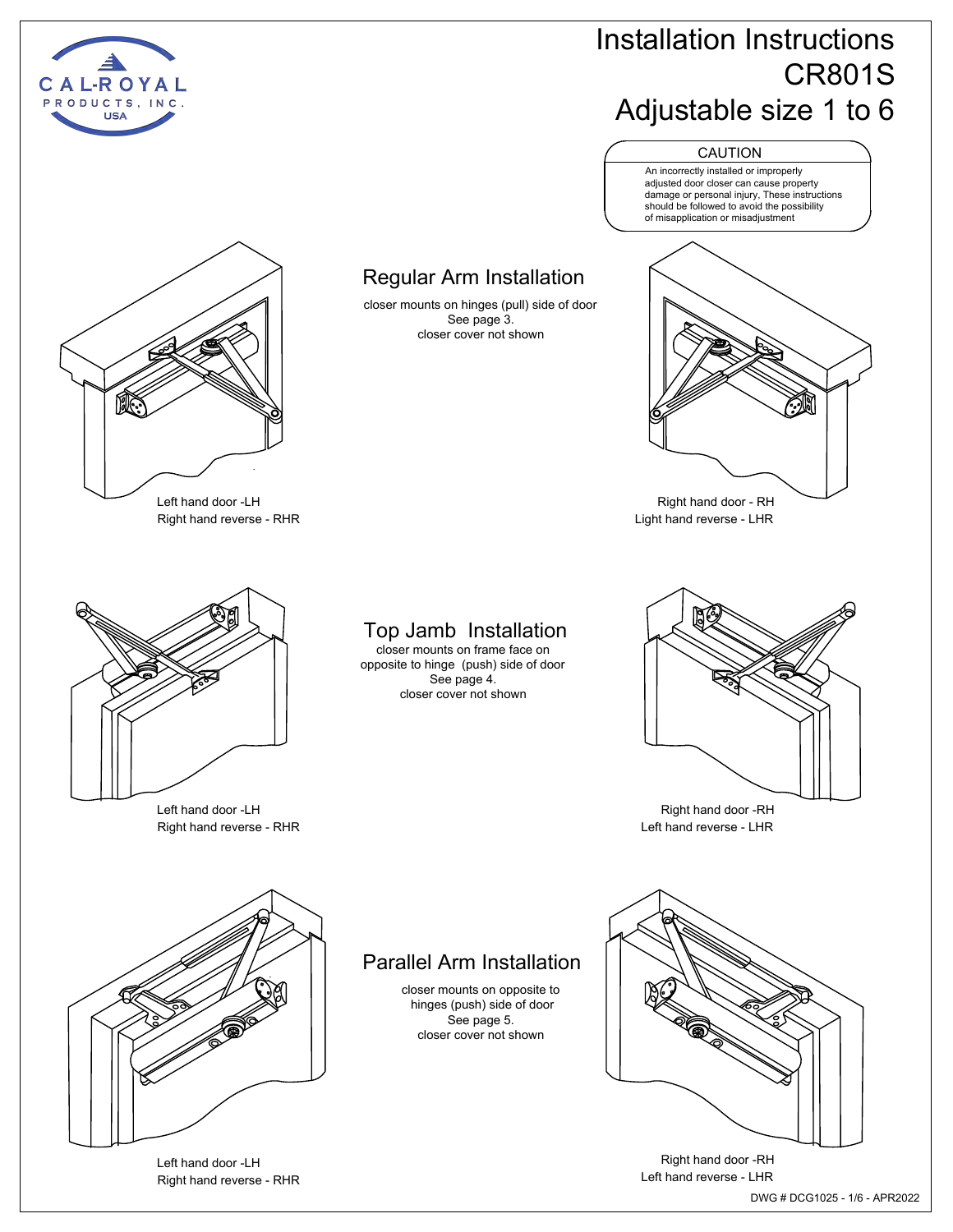CAL-ROYAL PRODUCTS, INC. USA

# Installation Instructions CR801S Adjustable size 1 to 6

**CAUTION**

An incorrectly installed or improperly adjusted door closer can cause property damage or personal injury, These instructions should be followed to avoid the possibility of misapplication or misadjustment

## Regular Arm Installation

closer mounts on hinges (pull) side of door
See page 3.
closer cover not shown

Left hand door -LH
Right hand reverse - RHR

Right hand door - RH
Light hand reverse - LHR

## Top Jamb Installation

closer mounts on frame face on opposite to hinge (push) side of door
See page 4.
closer cover not shown

Left hand door -LH
Right hand reverse - RHR

Right hand door -RH
Left hand reverse - LHR

## Parallel Arm Installation

closer mounts on opposite to hinges (push) side of door
See page 5.
closer cover not shown

Left hand door -LH
Right hand reverse - RHR

Right hand door -RH
Left hand reverse - LHR

DWG # DCG1025 - 1/6 - APR2022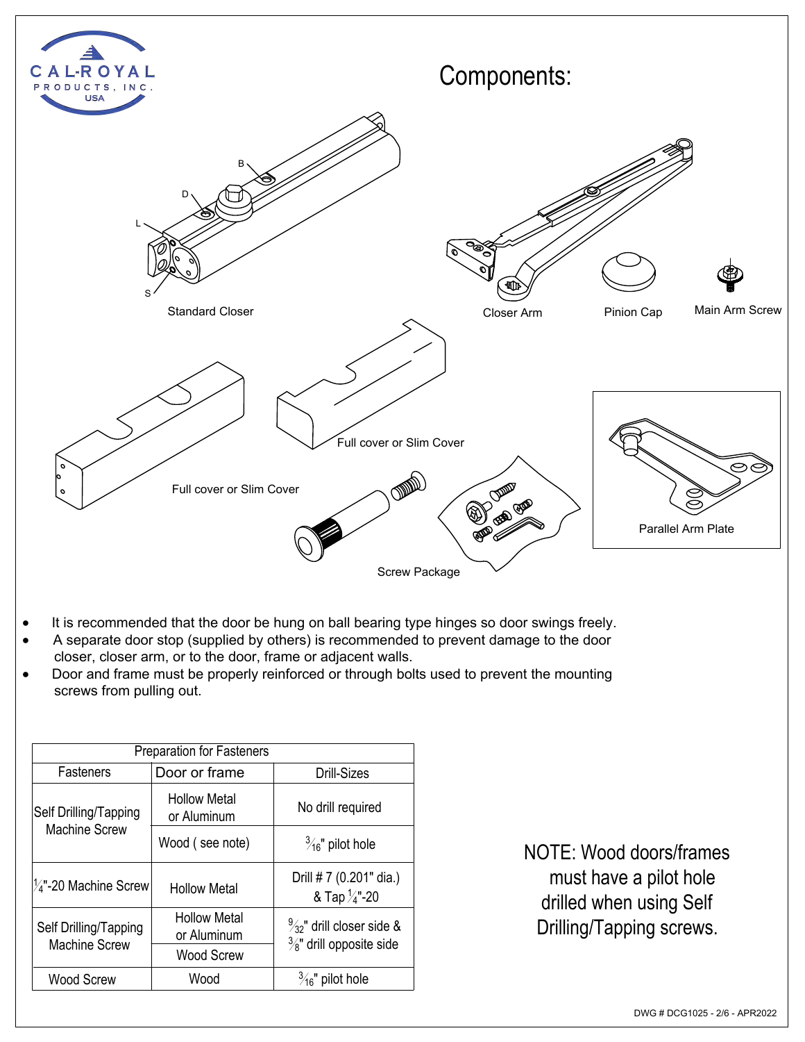# Components:

Standard Closer

Closer Arm

Pinion Cap

Main Arm Screw

Full cover or Slim Cover

Full cover or Slim Cover

Screw Package

Parallel Arm Plate

- It is recommended that the door be hung on ball bearing type hinges so door swings freely.
- A separate door stop (supplied by others) is recommended to prevent damage to the door closer, closer arm, or to the door, frame or adjacent walls.
- Door and frame must be properly reinforced or through bolts used to prevent the mounting screws from pulling out.

| Preparation for Fasteners | | |
|---|---|---|
| Fasteners | Door or frame | Drill-Sizes |
| Self Drilling/Tapping Machine Screw | Hollow Metal or Aluminum | No drill required |
| | Wood ( see note) | 3/16" pilot hole |
| 1/4"-20 Machine Screw | Hollow Metal | Drill # 7 (0.201" dia.) & Tap 1/4"-20 |
| Self Drilling/Tapping Machine Screw | Hollow Metal or Aluminum | 9/32" drill closer side & 3/8" drill opposite side |
| | Wood Screw | |
| Wood Screw | Wood | 3/16" pilot hole |

NOTE: Wood doors/frames must have a pilot hole drilled when using Self Drilling/Tapping screws.

DWG # DCG1025 - 2/6 - APR2022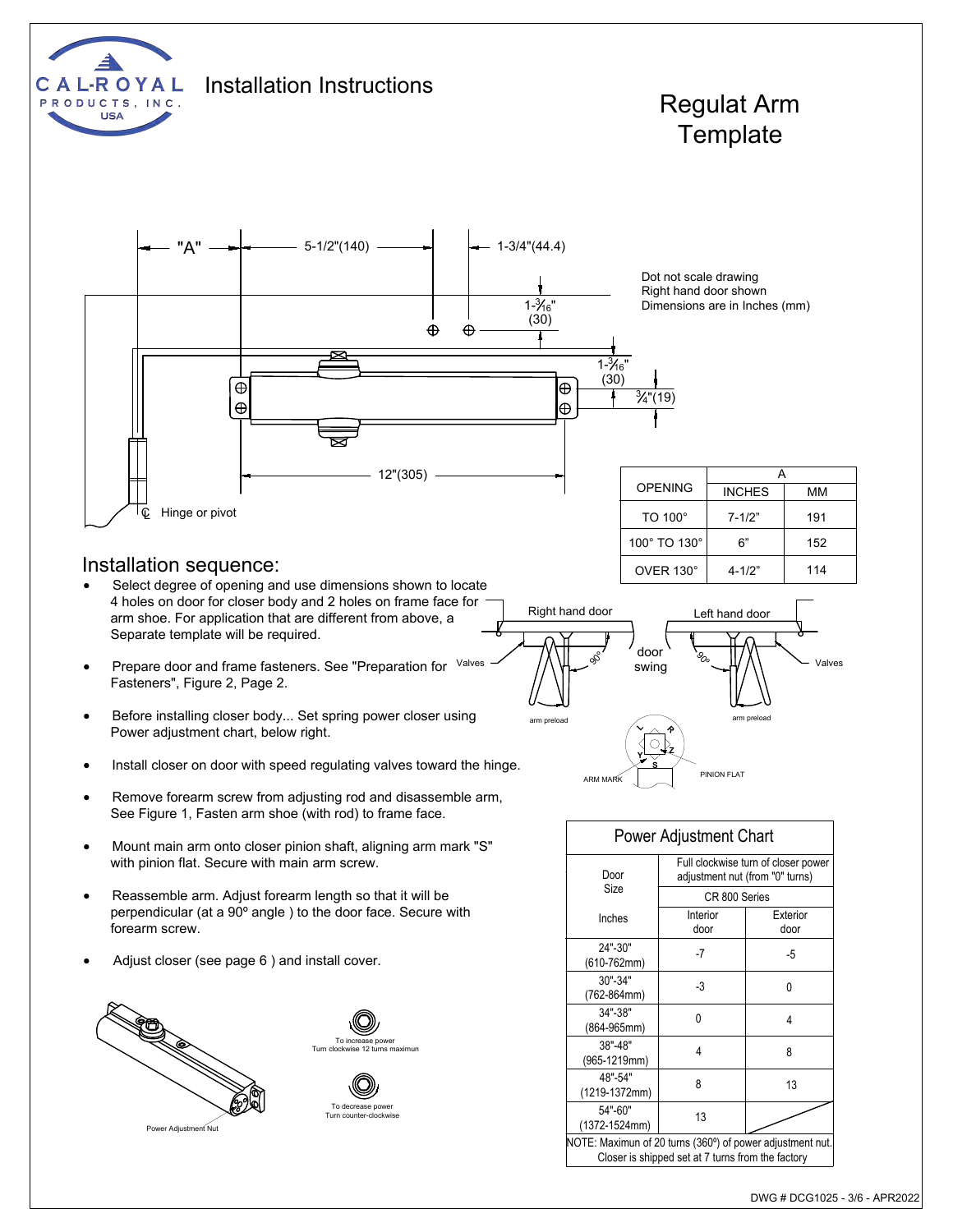CAL-ROYAL PRODUCTS, INC. USA

# Installation Instructions

## Regulat Arm Template

"A" 5-1/2"(140) 1-3/4"(44.4)

Dot not scale drawing
Right hand door shown
Dimensions are in Inches (mm)

1-3⁄16" (30)

1-3⁄16" (30)

¾"(19)

12"(305)

℄ Hinge or pivot

| OPENING | A | |
|---|---|---|
| | INCHES | MM |
| TO 100° | 7-1/2" | 191 |
| 100° TO 130° | 6" | 152 |
| OVER 130° | 4-1/2" | 114 |

## Installation sequence:

- Select degree of opening and use dimensions shown to locate 4 holes on door for closer body and 2 holes on frame face for arm shoe. For application that are different from above, a Separate template will be required.
- Prepare door and frame fasteners. See "Preparation for Fasteners", Figure 2, Page 2.
- Before installing closer body... Set spring power closer using Power adjustment chart, below right.
- Install closer on door with speed regulating valves toward the hinge.
- Remove forearm screw from adjusting rod and disassemble arm, See Figure 1, Fasten arm shoe (with rod) to frame face.
- Mount main arm onto closer pinion shaft, aligning arm mark "S" with pinion flat. Secure with main arm screw.
- Reassemble arm. Adjust forearm length so that it will be perpendicular (at a 90º angle ) to the door face. Secure with forearm screw.
- Adjust closer (see page 6 ) and install cover.

Right hand door — Left hand door — Valves — door swing — 90° — arm preload — ARM MARK — PINION FLAT — L R Y Z S

Power Adjustment Nut

To increase power
Turn clockwise 12 turns maximun

To decrease power
Turn counter-clockwise

### Power Adjustment Chart

| Door Size Inches | Full clockwise turn of closer power adjustment nut (from "0" turns) CR 800 Series | |
|---|---|---|
| | Interior door | Exterior door |
| 24"-30" (610-762mm) | -7 | -5 |
| 30"-34" (762-864mm) | -3 | 0 |
| 34"-38" (864-965mm) | 0 | 4 |
| 38"-48" (965-1219mm) | 4 | 8 |
| 48"-54" (1219-1372mm) | 8 | 13 |
| 54"-60" (1372-1524mm) | 13 | |

NOTE: Maximun of 20 turns (360º) of power adjustment nut. Closer is shipped set at 7 turns from the factory

DWG # DCG1025 - 3/6 - APR2022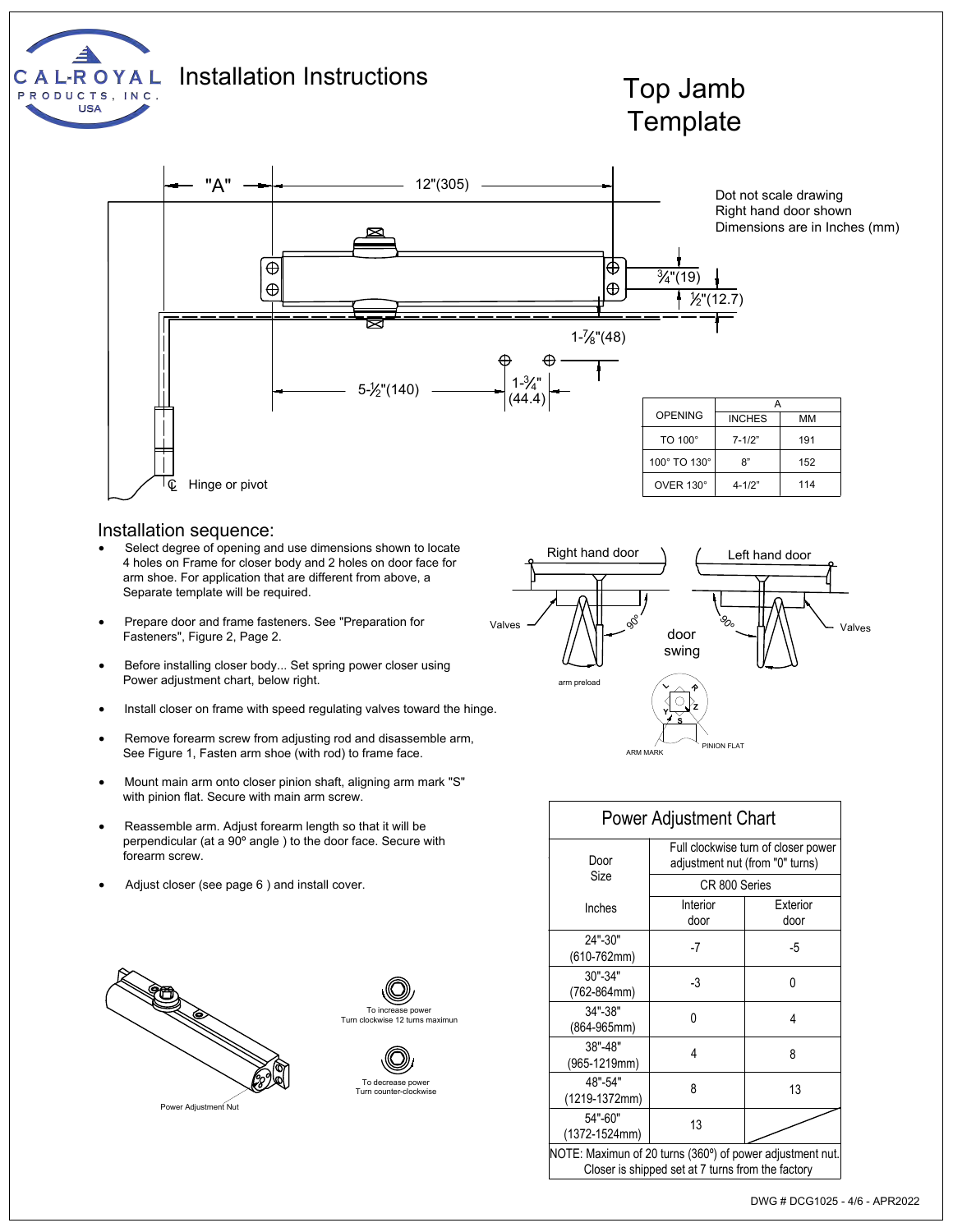# Installation Instructions

## Top Jamb Template

Dot not scale drawing
Right hand door shown
Dimensions are in Inches (mm)

"A" 12"(305)

¾"(19)

½"(12.7)

1-⅞"(48)

5-½"(140)

1-¾" (44.4)

℄ Hinge or pivot

| OPENING | A | |
|---|---|---|
| | INCHES | MM |
| TO 100° | 7-1/2" | 191 |
| 100° TO 130° | 8" | 152 |
| OVER 130° | 4-1/2" | 114 |

## Installation sequence:

- Select degree of opening and use dimensions shown to locate 4 holes on Frame for closer body and 2 holes on door face for arm shoe. For application that are different from above, a Separate template will be required.
- Prepare door and frame fasteners. See "Preparation for Fasteners", Figure 2, Page 2.
- Before installing closer body... Set spring power closer using Power adjustment chart, below right.
- Install closer on frame with speed regulating valves toward the hinge.
- Remove forearm screw from adjusting rod and disassemble arm, See Figure 1, Fasten arm shoe (with rod) to frame face.
- Mount main arm onto closer pinion shaft, aligning arm mark "S" with pinion flat. Secure with main arm screw.
- Reassemble arm. Adjust forearm length so that it will be perpendicular (at a 90º angle ) to the door face. Secure with forearm screw.
- Adjust closer (see page 6 ) and install cover.

Right hand door | Left hand door | Valves | 90° | door swing | arm preload | ARM MARK | PINION FLAT

Power Adjustment Nut

To increase power
Turn clockwise 12 turns maximun

To decrease power
Turn counter-clockwise

### Power Adjustment Chart

| Door Size | Full clockwise turn of closer power adjustment nut (from "0" turns) | |
|---|---|---|
| | CR 800 Series | |
| Inches | Interior door | Exterior door |
| 24"-30" (610-762mm) | -7 | -5 |
| 30"-34" (762-864mm) | -3 | 0 |
| 34"-38" (864-965mm) | 0 | 4 |
| 38"-48" (965-1219mm) | 4 | 8 |
| 48"-54" (1219-1372mm) | 8 | 13 |
| 54"-60" (1372-1524mm) | 13 | |

NOTE: Maximun of 20 turns (360º) of power adjustment nut. Closer is shipped set at 7 turns from the factory

DWG # DCG1025 - 4/6 - APR2022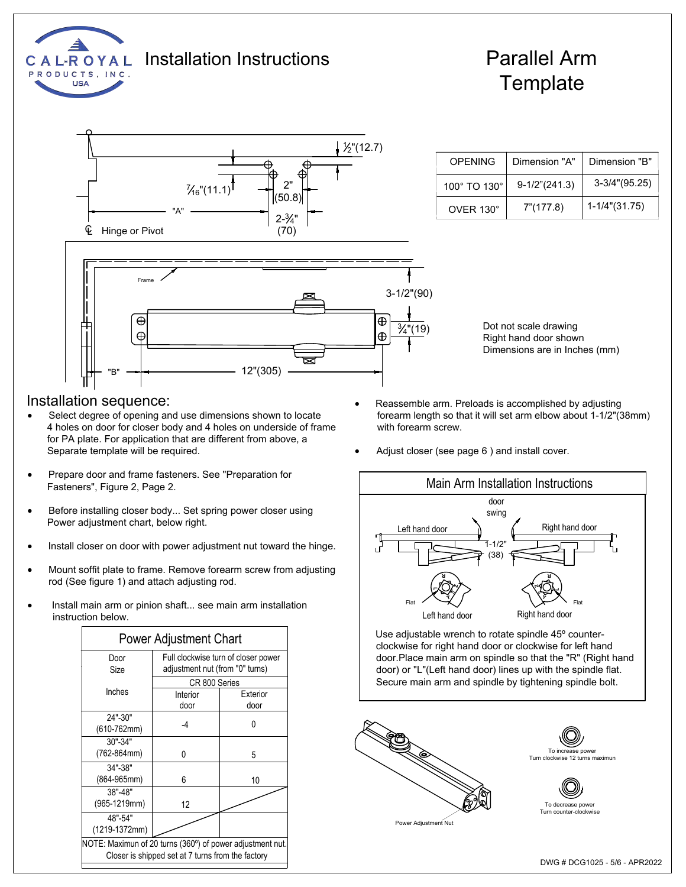# Installation Instructions

# Parallel Arm Template

½"(12.7)

7⁄16"(11.1)

2" (50.8)

"A"

2-¾" (70)

℄ Hinge or Pivot

Frame

3-1/2"(90)

¾"(19)

"B"

12"(305)

| OPENING | Dimension "A" | Dimension "B" |
|---|---|---|
| 100° TO 130° | 9-1/2"(241.3) | 3-3/4"(95.25) |
| OVER 130° | 7"(177.8) | 1-1/4"(31.75) |

Dot not scale drawing
Right hand door shown
Dimensions are in Inches (mm)

## Installation sequence:

- Select degree of opening and use dimensions shown to locate 4 holes on door for closer body and 4 holes on underside of frame for PA plate. For application that are different from above, a Separate template will be required.
- Prepare door and frame fasteners. See "Preparation for Fasteners", Figure 2, Page 2.
- Before installing closer body... Set spring power closer using Power adjustment chart, below right.
- Install closer on door with power adjustment nut toward the hinge.
- Mount soffit plate to frame. Remove forearm screw from adjusting rod (See figure 1) and attach adjusting rod.
- Install main arm or pinion shaft... see main arm installation instruction below.
- Reassemble arm. Preloads is accomplished by adjusting forearm length so that it will set arm elbow about 1-1/2"(38mm) with forearm screw.
- Adjust closer (see page 6 ) and install cover.

### Power Adjustment Chart

| Door Size Inches | Full clockwise turn of closer power adjustment nut (from "0" turns) CR 800 Series | |
|---|---|---|
| | Interior door | Exterior door |
| 24"-30" (610-762mm) | -4 | 0 |
| 30"-34" (762-864mm) | 0 | 5 |
| 34"-38" (864-965mm) | 6 | 10 |
| 38"-48" (965-1219mm) | 12 | |
| 48"-54" (1219-1372mm) | | |

NOTE: Maximun of 20 turns (360º) of power adjustment nut. Closer is shipped set at 7 turns from the factory

### Main Arm Installation Instructions

door swing

Left hand door — Right hand door

1-1/2" (38)

Flat — Left hand door

Flat — Right hand door

Use adjustable wrench to rotate spindle 45º counter-clockwise for right hand door or clockwise for left hand door.Place main arm on spindle so that the "R" (Right hand door) or "L"(Left hand door) lines up with the spindle flat. Secure main arm and spindle by tightening spindle bolt.

Power Adjustment Nut

To increase power
Turn clockwise 12 turns maximun

To decrease power
Turn counter-clockwise

DWG # DCG1025 - 5/6 - APR2022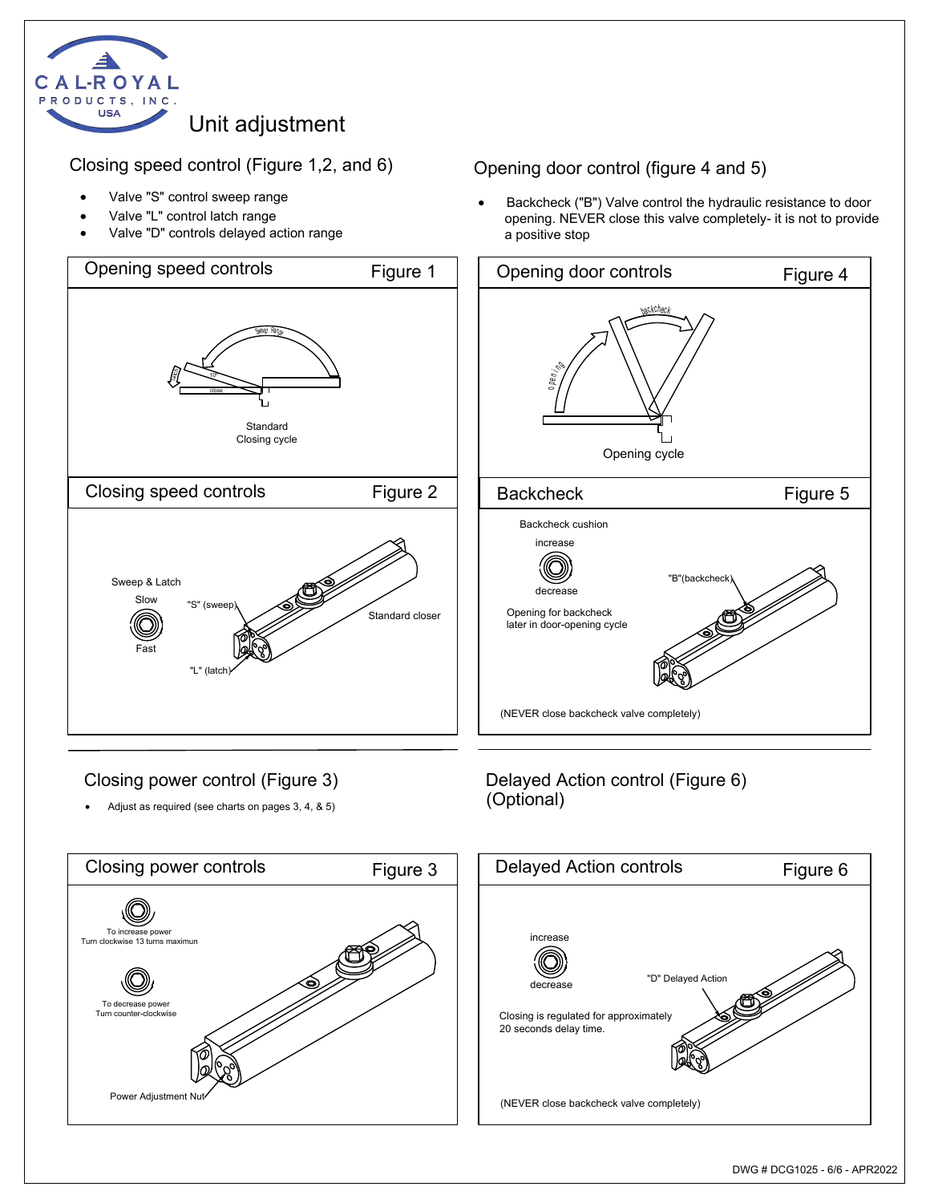CAL-ROYAL PRODUCTS, INC. USA

# Unit adjustment

## Closing speed control (Figure 1,2, and 6)

- Valve "S" control sweep range
- Valve "L" control latch range
- Valve "D" controls delayed action range

### Opening speed controls — Figure 1

Sweep Range

10°

Latch

close

Standard Closing cycle

### Closing speed controls — Figure 2

Sweep & Latch

Slow

Fast

"S" (sweep)

"L" (latch)

Standard closer

## Opening door control (figure 4 and 5)

- Backcheck ("B") Valve control the hydraulic resistance to door opening. NEVER close this valve completely- it is not to provide a positive stop

### Opening door controls — Figure 4

backcheck

opening

Opening cycle

### Backcheck — Figure 5

Backcheck cushion

increase

decrease

Opening for backcheck later in door-opening cycle

"B"(backcheck)

(NEVER close backcheck valve completely)

## Closing power control (Figure 3)

- Adjust as required (see charts on pages 3, 4, & 5)

### Closing power controls — Figure 3

To increase power
Turn clockwise 13 turns maximun

To decrease power
Turn counter-clockwise

Power Adjustment Nut

## Delayed Action control (Figure 6) (Optional)

### Delayed Action controls — Figure 6

increase

decrease

"D" Delayed Action

Closing is regulated for approximately 20 seconds delay time.

(NEVER close backcheck valve completely)

DWG # DCG1025 - 6/6 - APR2022